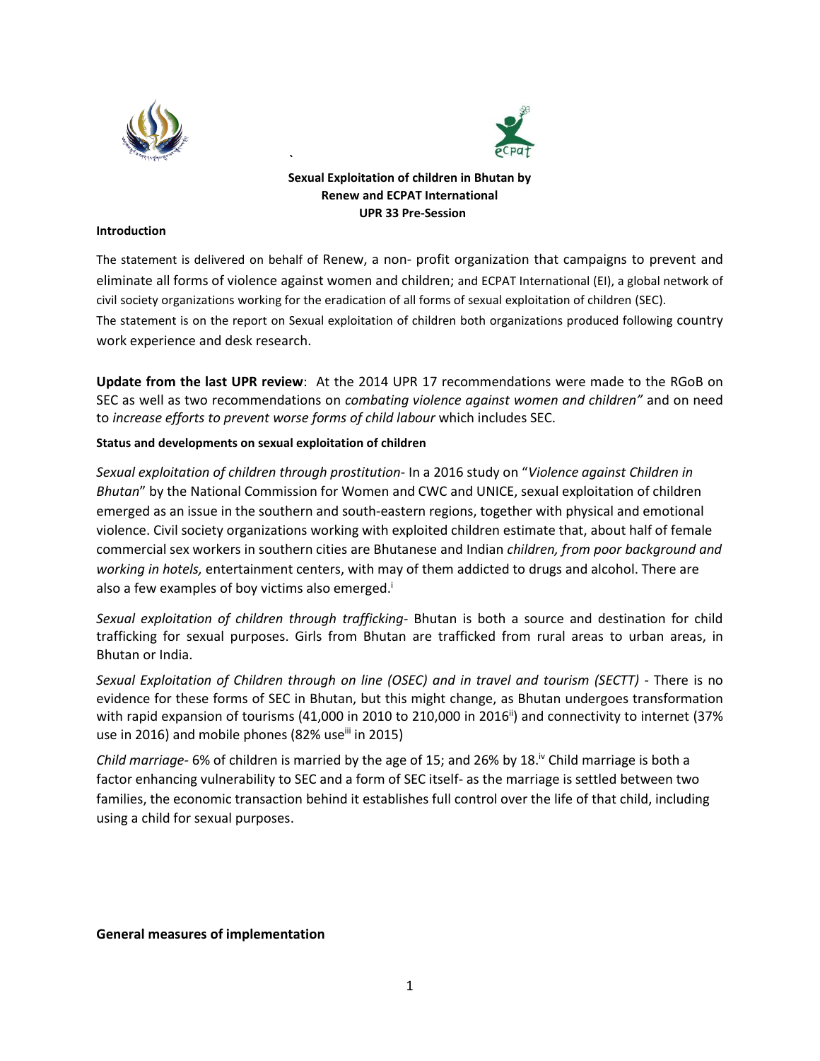**Sexual Exploitation of children in Bhutan by Renew and ECPAT International UPR 33 Pre-Session**

**Introduction**

The statement is delivered on behalf of Renew, a non- profit organization that campaigns to prevent and eliminate all forms of violence against women and children; and ECPAT International (EI), a global network of civil society organizations working for the eradication of all forms of sexual exploitation of children (SEC). The statement is on the report on Sexual exploitation of children both organizations produced following country work experience and desk research.

**Update from the last UPR review**: At the 2014 UPR 17 recommendations were made to the RGoB on SEC as well as two recommendations on *combating violence against women and children"* and on need to *increase efforts to prevent worse forms of child labour* which includes SEC.

**Status and developments on sexual exploitation of children**

*Sexual exploitation of children through prostitution*- In a 2016 study on "*Violence against Children in Bhutan*" by the National Commission for Women and CWC and UNICE, sexual exploitation of children emerged as an issue in the southern and south-eastern regions, together with physical and emotional violence. Civil society organizations working with exploited children estimate that, about half of female commercial sex workers in southern cities are Bhutanese and Indian *children, from poor background and working in hotels,* entertainment centers, with may of them addicted to drugs and alcohol. There are also a few examples of boy victims also emerged.[i]

*Sexual exploitation of children through trafficking*- Bhutan is both a source and destination for child trafficking for sexual purposes. Girls from Bhutan are trafficked from rural areas to urban areas, in Bhutan or India.

*Sexual Exploitation of Children through on line (OSEC) and in travel and tourism (SECTT)* - There is no evidence for these forms of SEC in Bhutan, but this might change, as Bhutan undergoes transformation with rapid expansion of tourisms (41,000 in 2010 to 210,000 in 2016[ii]) and connectivity to internet (37% use in 2016) and mobile phones (82% use[iii] in 2015)

*Child marriage*- 6% of children is married by the age of 15; and 26% by 18.[iv] Child marriage is both a factor enhancing vulnerability to SEC and a form of SEC itself- as the marriage is settled between two families, the economic transaction behind it establishes full control over the life of that child, including using a child for sexual purposes.

**General measures of implementation**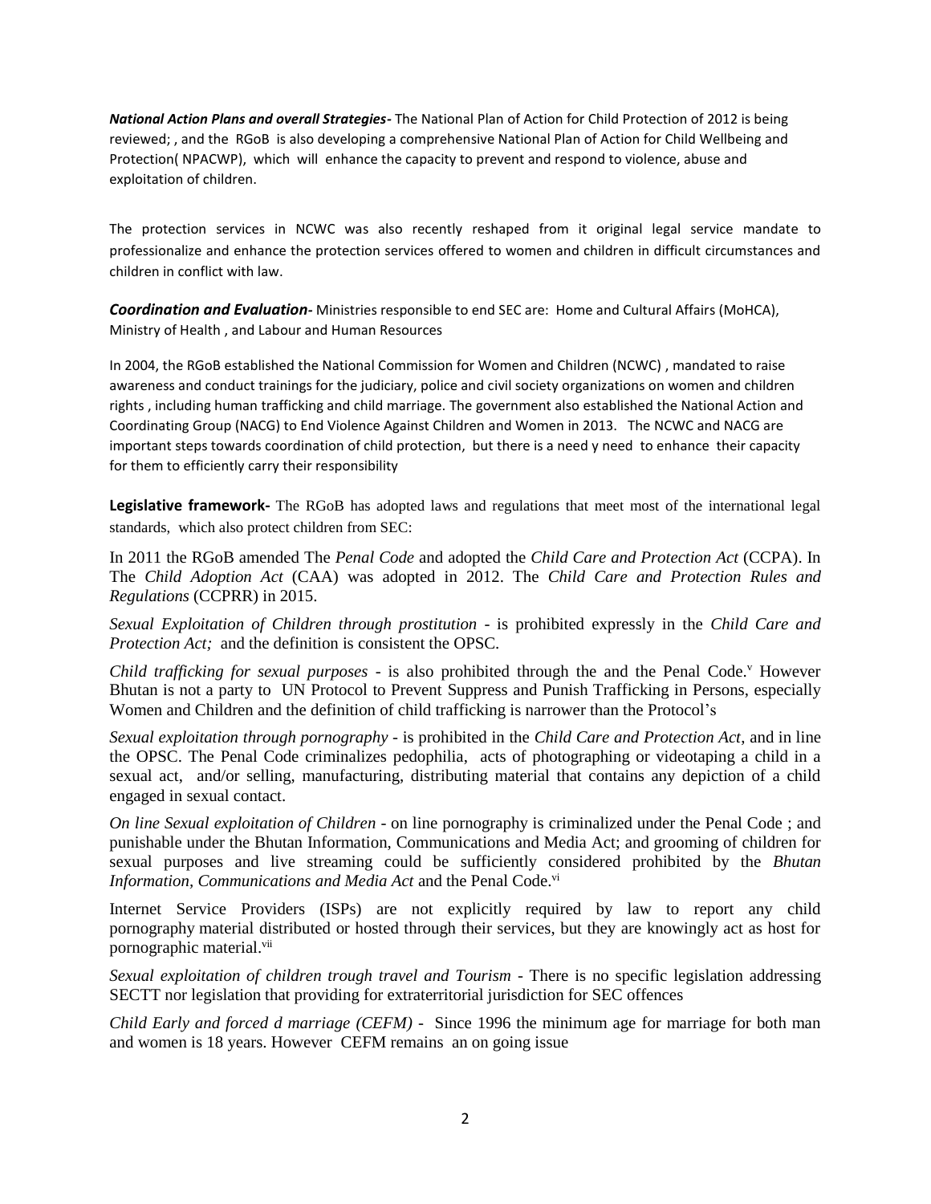***National Action Plans and overall Strategies-*** The National Plan of Action for Child Protection of 2012 is being reviewed; , and the RGoB is also developing a comprehensive National Plan of Action for Child Wellbeing and Protection( NPACWP), which will enhance the capacity to prevent and respond to violence, abuse and exploitation of children.

The protection services in NCWC was also recently reshaped from it original legal service mandate to professionalize and enhance the protection services offered to women and children in difficult circumstances and children in conflict with law.

***Coordination and Evaluation-*** Ministries responsible to end SEC are: Home and Cultural Affairs (MoHCA), Ministry of Health , and Labour and Human Resources

In 2004, the RGoB established the National Commission for Women and Children (NCWC) , mandated to raise awareness and conduct trainings for the judiciary, police and civil society organizations on women and children rights , including human trafficking and child marriage. The government also established the National Action and Coordinating Group (NACG) to End Violence Against Children and Women in 2013. The NCWC and NACG are important steps towards coordination of child protection, but there is a need y need to enhance their capacity for them to efficiently carry their responsibility

**Legislative framework-** The RGoB has adopted laws and regulations that meet most of the international legal standards, which also protect children from SEC:

In 2011 the RGoB amended The *Penal Code* and adopted the *Child Care and Protection Act* (CCPA). In The *Child Adoption Act* (CAA) was adopted in 2012. The *Child Care and Protection Rules and Regulations* (CCPRR) in 2015.

*Sexual Exploitation of Children through prostitution* - is prohibited expressly in the *Child Care and Protection Act;* and the definition is consistent the OPSC.

*Child trafficking for sexual purposes* - is also prohibited through the and the Penal Code.[v] However Bhutan is not a party to UN Protocol to Prevent Suppress and Punish Trafficking in Persons, especially Women and Children and the definition of child trafficking is narrower than the Protocol's

*Sexual exploitation through pornography* - is prohibited in the *Child Care and Protection Act*, and in line the OPSC. The Penal Code criminalizes pedophilia, acts of photographing or videotaping a child in a sexual act, and/or selling, manufacturing, distributing material that contains any depiction of a child engaged in sexual contact.

*On line Sexual exploitation of Children* - on line pornography is criminalized under the Penal Code ; and punishable under the Bhutan Information, Communications and Media Act; and grooming of children for sexual purposes and live streaming could be sufficiently considered prohibited by the *Bhutan Information, Communications and Media Act* and the Penal Code.[vi]

Internet Service Providers (ISPs) are not explicitly required by law to report any child pornography material distributed or hosted through their services, but they are knowingly act as host for pornographic material.[vii]

*Sexual exploitation of children trough travel and Tourism* - There is no specific legislation addressing SECTT nor legislation that providing for extraterritorial jurisdiction for SEC offences

*Child Early and forced d marriage (CEFM)* - Since 1996 the minimum age for marriage for both man and women is 18 years. However CEFM remains an on going issue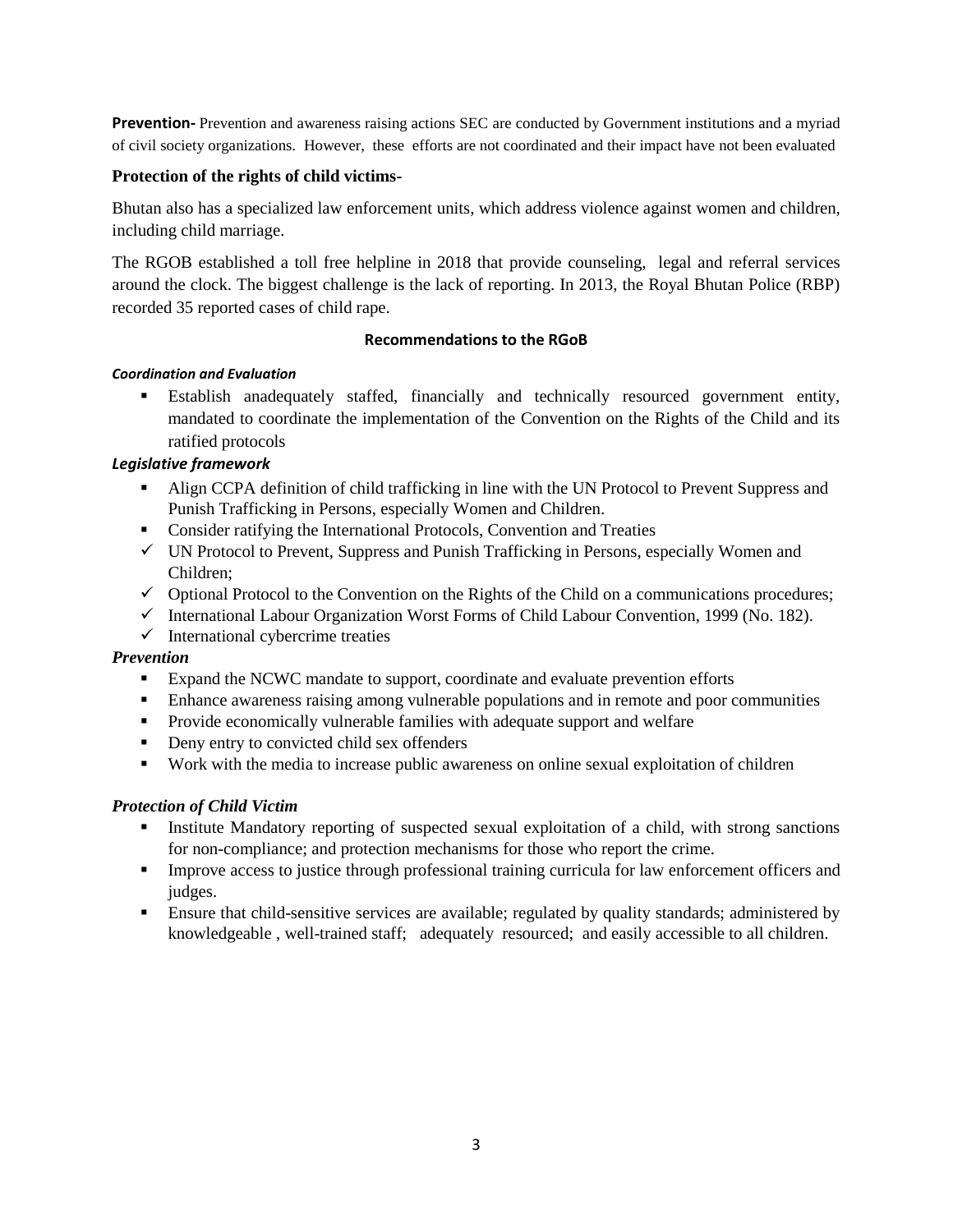**Prevention-** Prevention and awareness raising actions SEC are conducted by Government institutions and a myriad of civil society organizations. However, these efforts are not coordinated and their impact have not been evaluated

**Protection of the rights of child victims**-

Bhutan also has a specialized law enforcement units, which address violence against women and children, including child marriage.

The RGOB established a toll free helpline in 2018 that provide counseling, legal and referral services around the clock. The biggest challenge is the lack of reporting. In 2013, the Royal Bhutan Police (RBP) recorded 35 reported cases of child rape.

### Recommendations to the RGoB

***Coordination and Evaluation***

- Establish anadequately staffed, financially and technically resourced government entity, mandated to coordinate the implementation of the Convention on the Rights of the Child and its ratified protocols

***Legislative framework***

- Align CCPA definition of child trafficking in line with the UN Protocol to Prevent Suppress and Punish Trafficking in Persons, especially Women and Children.
- Consider ratifying the International Protocols, Convention and Treaties
  - ✓ UN Protocol to Prevent, Suppress and Punish Trafficking in Persons, especially Women and Children;
  - ✓ Optional Protocol to the Convention on the Rights of the Child on a communications procedures;
  - ✓ International Labour Organization Worst Forms of Child Labour Convention, 1999 (No. 182).
  - ✓ International cybercrime treaties

***Prevention***

- Expand the NCWC mandate to support, coordinate and evaluate prevention efforts
- Enhance awareness raising among vulnerable populations and in remote and poor communities
- Provide economically vulnerable families with adequate support and welfare
- Deny entry to convicted child sex offenders
- Work with the media to increase public awareness on online sexual exploitation of children

***Protection of Child Victim***

- Institute Mandatory reporting of suspected sexual exploitation of a child, with strong sanctions for non-compliance; and protection mechanisms for those who report the crime.
- Improve access to justice through professional training curricula for law enforcement officers and judges.
- Ensure that child-sensitive services are available; regulated by quality standards; administered by knowledgeable , well-trained staff; adequately resourced; and easily accessible to all children.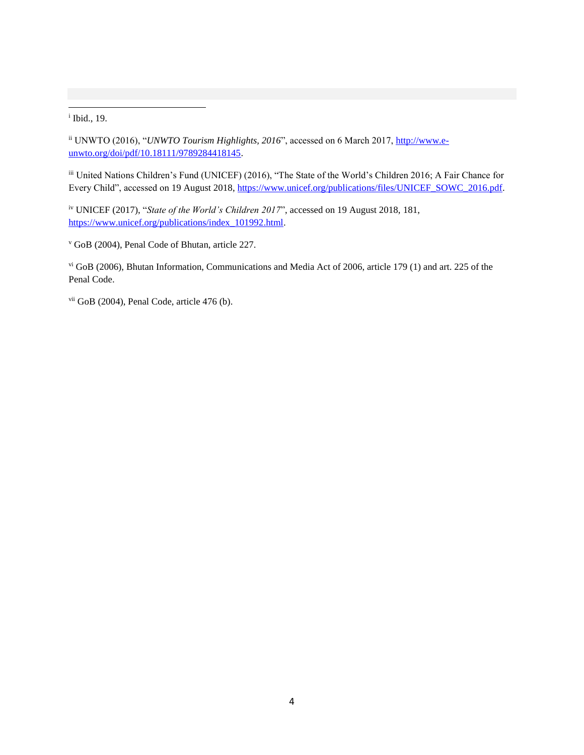[i] Ibid., 19.

[ii] UNWTO (2016), "*UNWTO Tourism Highlights, 2016*", accessed on 6 March 2017, http://www.e-unwto.org/doi/pdf/10.18111/9789284418145.

[iii] United Nations Children's Fund (UNICEF) (2016), "The State of the World's Children 2016; A Fair Chance for Every Child", accessed on 19 August 2018, https://www.unicef.org/publications/files/UNICEF_SOWC_2016.pdf.

[iv] UNICEF (2017), "*State of the World's Children 2017*", accessed on 19 August 2018, 181, https://www.unicef.org/publications/index_101992.html.

[v] GoB (2004), Penal Code of Bhutan, article 227.

[vi] GoB (2006), Bhutan Information, Communications and Media Act of 2006, article 179 (1) and art. 225 of the Penal Code.

[vii] GoB (2004), Penal Code, article 476 (b).